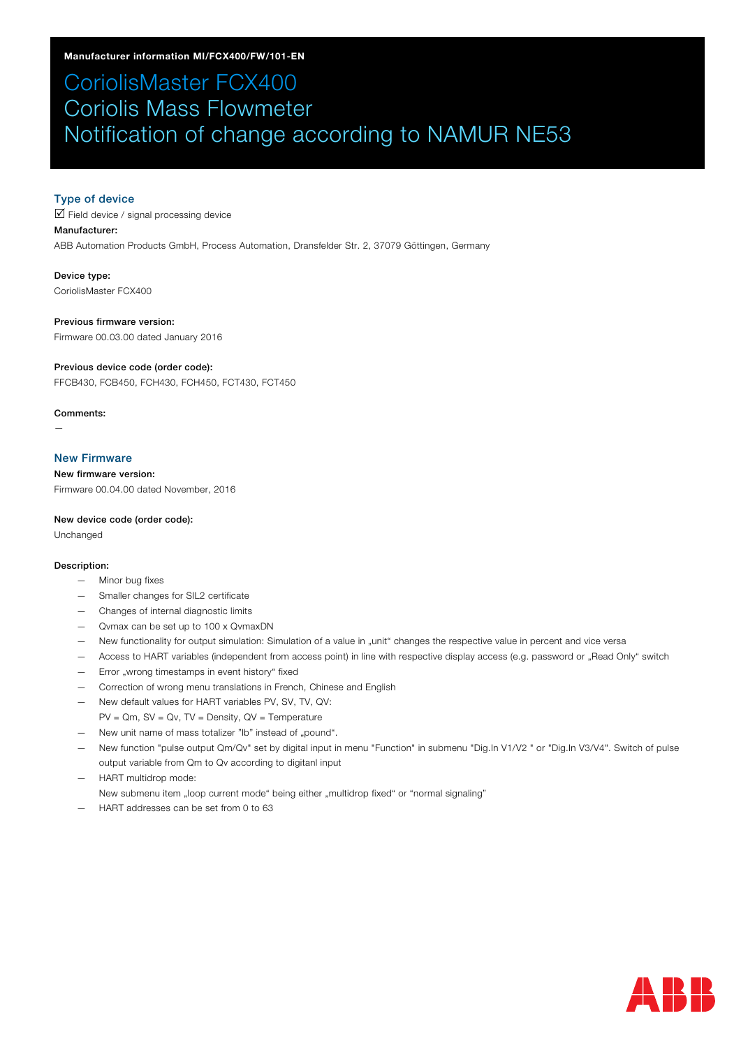**Manufacturer information MI/FCX400/FW/101-EN**

# CoriolisMaster FCX400
# Coriolis Mass Flowmeter
# Notification of change according to NAMUR NE53

## Type of device

☑ Field device / signal processing device

**Manufacturer:**

ABB Automation Products GmbH, Process Automation, Dransfelder Str. 2, 37079 Göttingen, Germany

**Device type:**

CoriolisMaster FCX400

**Previous firmware version:**

Firmware 00.03.00 dated January 2016

**Previous device code (order code):**

FFCB430, FCB450, FCH430, FCH450, FCT430, FCT450

**Comments:**

—

## New Firmware

**New firmware version:**

Firmware 00.04.00 dated November, 2016

**New device code (order code):**

Unchanged

**Description:**

- Minor bug fixes
- Smaller changes for SIL2 certificate
- Changes of internal diagnostic limits
- Qvmax can be set up to 100 x QvmaxDN
- New functionality for output simulation: Simulation of a value in „unit“ changes the respective value in percent and vice versa
- Access to HART variables (independent from access point) in line with respective display access (e.g. password or „Read Only“ switch
- Error „wrong timestamps in event history“ fixed
- Correction of wrong menu translations in French, Chinese and English
- New default values for HART variables PV, SV, TV, QV:  
  PV = Qm, SV = Qv, TV = Density, QV = Temperature
- New unit name of mass totalizer "lb" instead of „pound“.
- New function "pulse output Qm/Qv" set by digital input in menu "Function" in submenu "Dig.In V1/V2 " or "Dig.In V3/V4". Switch of pulse output variable from Qm to Qv according to digitanl input
- HART multidrop mode:  
  New submenu item „loop current mode“ being either „multidrop fixed“ or “normal signaling”
- HART addresses can be set from 0 to 63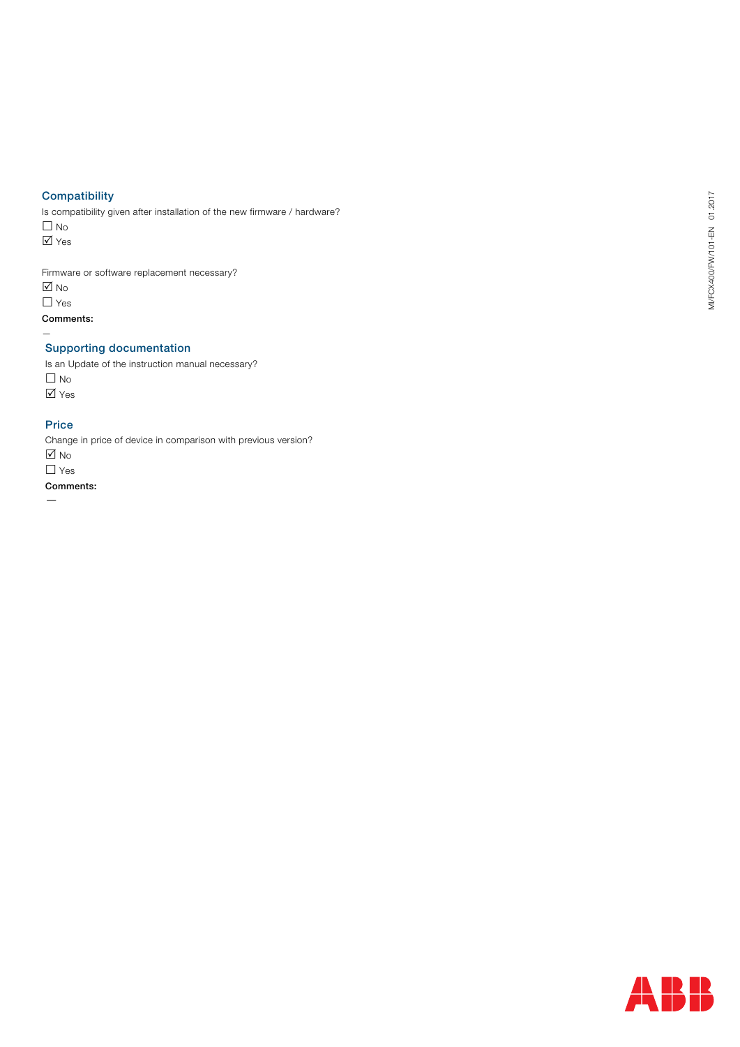## Compatibility

Is compatibility given after installation of the new firmware / hardware?

☐ No
☑ Yes

Firmware or software replacement necessary?

☑ No
☐ Yes

**Comments:**

—

## Supporting documentation

Is an Update of the instruction manual necessary?

☐ No
☑ Yes

## Price

Change in price of device in comparison with previous version?

☑ No
☐ Yes

**Comments:**

—